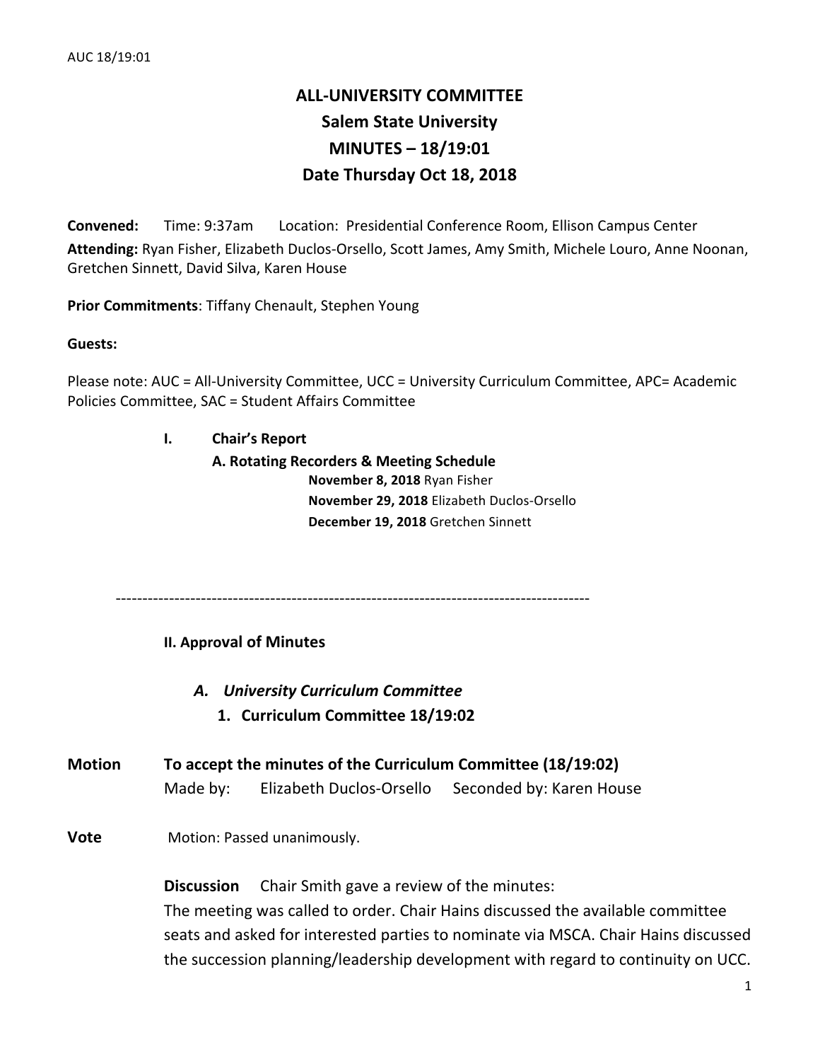# ALL-UNIVERSITY COMMITTEE
# Salem State University
# MINUTES – 18/19:01
# Date Thursday Oct 18, 2018

**Convened:** Time: 9:37am Location: Presidential Conference Room, Ellison Campus Center

**Attending:** Ryan Fisher, Elizabeth Duclos-Orsello, Scott James, Amy Smith, Michele Louro, Anne Noonan, Gretchen Sinnett, David Silva, Karen House

**Prior Commitments**: Tiffany Chenault, Stephen Young

**Guests:**

Please note: AUC = All-University Committee, UCC = University Curriculum Committee, APC= Academic Policies Committee, SAC = Student Affairs Committee

## I. Chair's Report

### A. Rotating Recorders & Meeting Schedule

**November 8, 2018** Ryan Fisher
**November 29, 2018** Elizabeth Duclos-Orsello
**December 19, 2018** Gretchen Sinnett

---

## II. Approval of Minutes

### *A. University Curriculum Committee*

**1. Curriculum Committee 18/19:02**

**Motion** **To accept the minutes of the Curriculum Committee (18/19:02)**
Made by: Elizabeth Duclos-Orsello Seconded by: Karen House

**Vote** Motion: Passed unanimously.

**Discussion** Chair Smith gave a review of the minutes:
The meeting was called to order. Chair Hains discussed the available committee seats and asked for interested parties to nominate via MSCA. Chair Hains discussed the succession planning/leadership development with regard to continuity on UCC.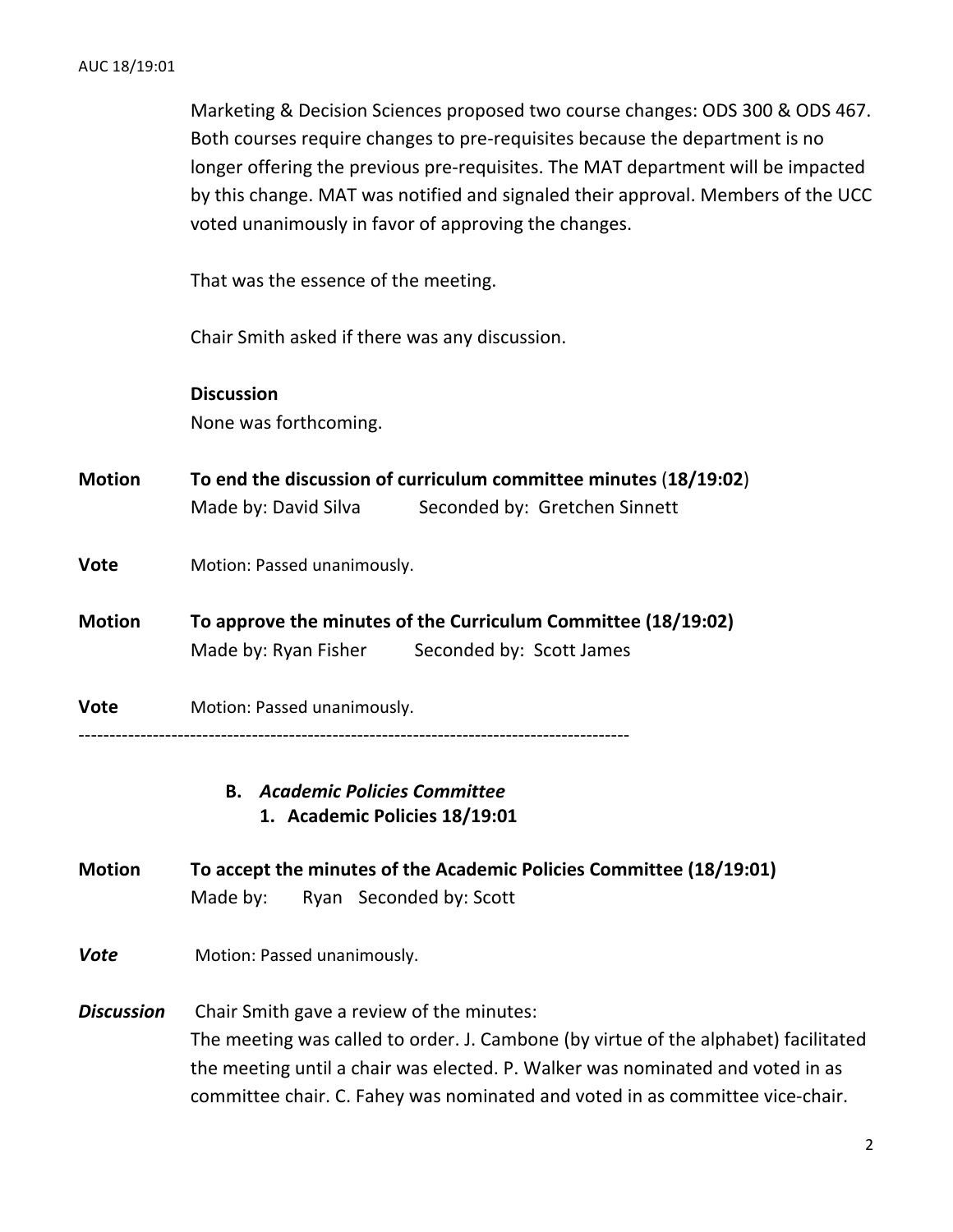Marketing & Decision Sciences proposed two course changes: ODS 300 & ODS 467. Both courses require changes to pre-requisites because the department is no longer offering the previous pre-requisites. The MAT department will be impacted by this change. MAT was notified and signaled their approval. Members of the UCC voted unanimously in favor of approving the changes.

That was the essence of the meeting.

Chair Smith asked if there was any discussion.

**Discussion**

None was forthcoming.

**Motion** **To end the discussion of curriculum committee minutes** (**18/19:02**)
Made by: David Silva  Seconded by: Gretchen Sinnett

**Vote** Motion: Passed unanimously.

**Motion** **To approve the minutes of the Curriculum Committee (18/19:02)**
Made by: Ryan Fisher  Seconded by: Scott James

**Vote** Motion: Passed unanimously.

---

**B.** ***Academic Policies Committee***

**1. Academic Policies 18/19:01**

**Motion** **To accept the minutes of the Academic Policies Committee (18/19:01)**
Made by: Ryan  Seconded by: Scott

***Vote*** Motion: Passed unanimously.

***Discussion*** Chair Smith gave a review of the minutes:
The meeting was called to order. J. Cambone (by virtue of the alphabet) facilitated the meeting until a chair was elected. P. Walker was nominated and voted in as committee chair. C. Fahey was nominated and voted in as committee vice-chair.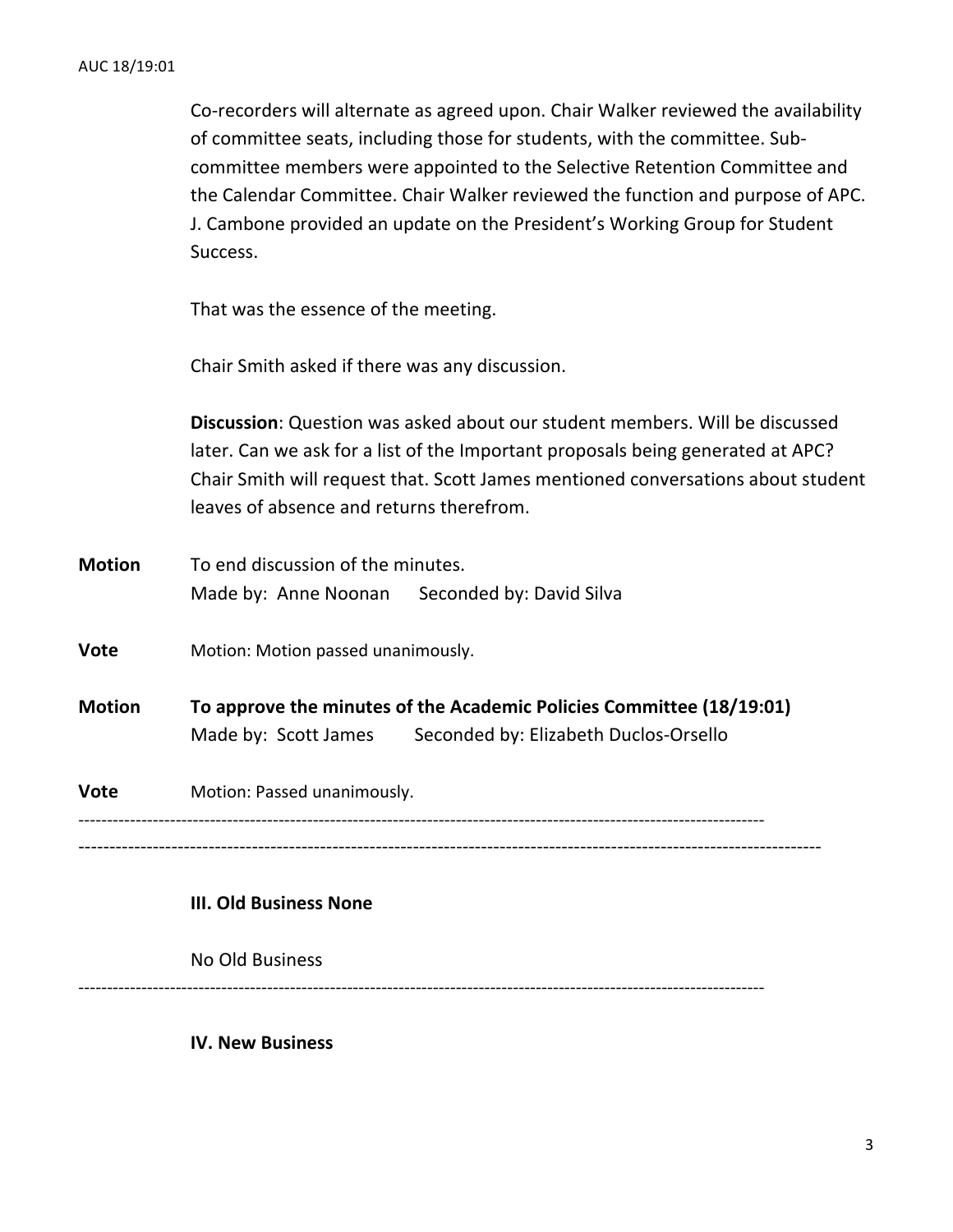Co-recorders will alternate as agreed upon. Chair Walker reviewed the availability of committee seats, including those for students, with the committee. Sub-committee members were appointed to the Selective Retention Committee and the Calendar Committee. Chair Walker reviewed the function and purpose of APC. J. Cambone provided an update on the President's Working Group for Student Success.

That was the essence of the meeting.

Chair Smith asked if there was any discussion.

**Discussion**: Question was asked about our student members. Will be discussed later. Can we ask for a list of the Important proposals being generated at APC? Chair Smith will request that. Scott James mentioned conversations about student leaves of absence and returns therefrom.

**Motion** To end discussion of the minutes.
Made by: Anne Noonan Seconded by: David Silva

**Vote** Motion: Motion passed unanimously.

**Motion** **To approve the minutes of the Academic Policies Committee (18/19:01)**
Made by: Scott James Seconded by: Elizabeth Duclos-Orsello

**Vote** Motion: Passed unanimously.

---

### III. Old Business None

No Old Business

---

### IV. New Business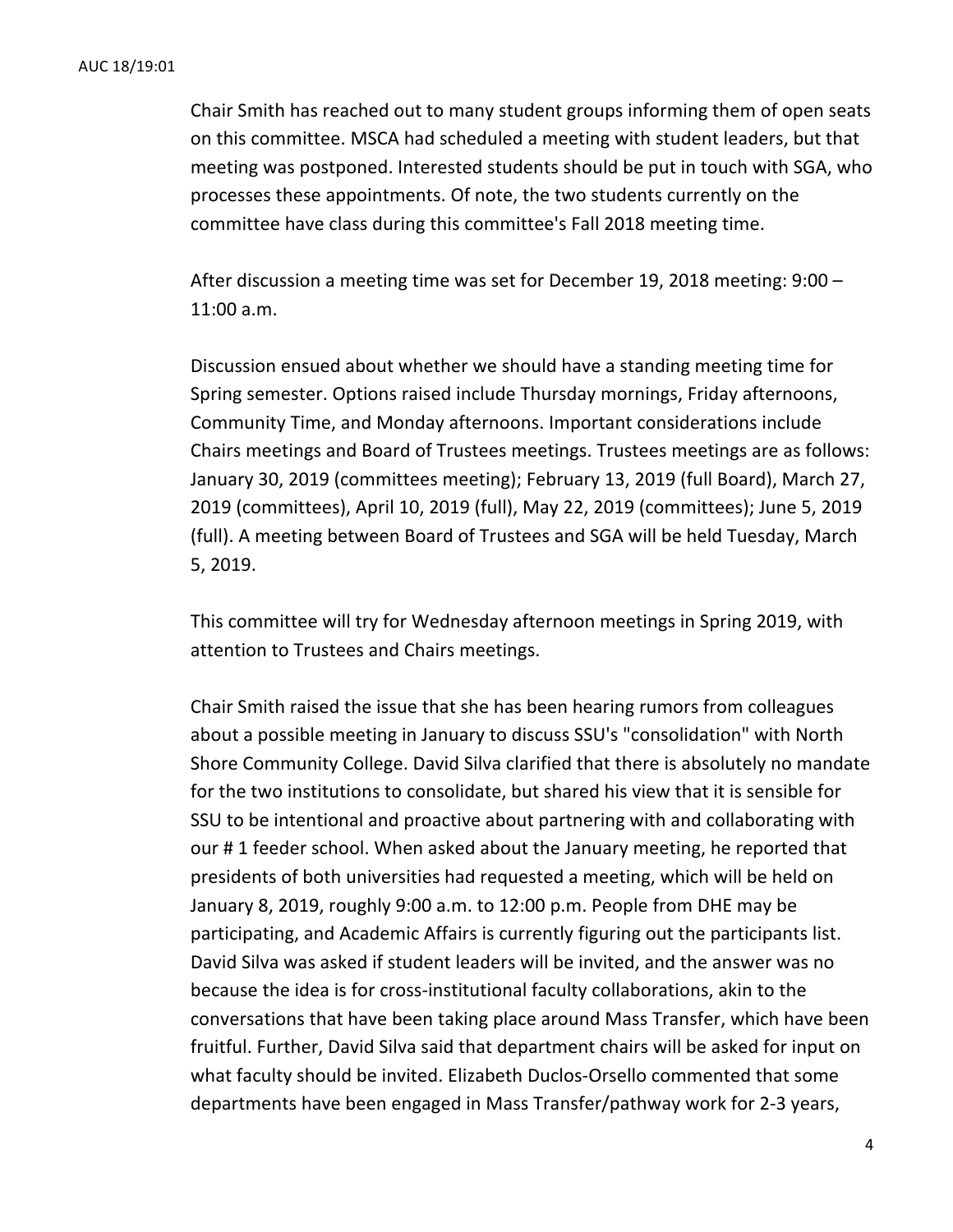Chair Smith has reached out to many student groups informing them of open seats on this committee. MSCA had scheduled a meeting with student leaders, but that meeting was postponed. Interested students should be put in touch with SGA, who processes these appointments. Of note, the two students currently on the committee have class during this committee's Fall 2018 meeting time.

After discussion a meeting time was set for December 19, 2018 meeting: 9:00 – 11:00 a.m.

Discussion ensued about whether we should have a standing meeting time for Spring semester. Options raised include Thursday mornings, Friday afternoons, Community Time, and Monday afternoons. Important considerations include Chairs meetings and Board of Trustees meetings. Trustees meetings are as follows: January 30, 2019 (committees meeting); February 13, 2019 (full Board), March 27, 2019 (committees), April 10, 2019 (full), May 22, 2019 (committees); June 5, 2019 (full). A meeting between Board of Trustees and SGA will be held Tuesday, March 5, 2019.

This committee will try for Wednesday afternoon meetings in Spring 2019, with attention to Trustees and Chairs meetings.

Chair Smith raised the issue that she has been hearing rumors from colleagues about a possible meeting in January to discuss SSU's "consolidation" with North Shore Community College. David Silva clarified that there is absolutely no mandate for the two institutions to consolidate, but shared his view that it is sensible for SSU to be intentional and proactive about partnering with and collaborating with our # 1 feeder school. When asked about the January meeting, he reported that presidents of both universities had requested a meeting, which will be held on January 8, 2019, roughly 9:00 a.m. to 12:00 p.m. People from DHE may be participating, and Academic Affairs is currently figuring out the participants list. David Silva was asked if student leaders will be invited, and the answer was no because the idea is for cross-institutional faculty collaborations, akin to the conversations that have been taking place around Mass Transfer, which have been fruitful. Further, David Silva said that department chairs will be asked for input on what faculty should be invited. Elizabeth Duclos-Orsello commented that some departments have been engaged in Mass Transfer/pathway work for 2-3 years,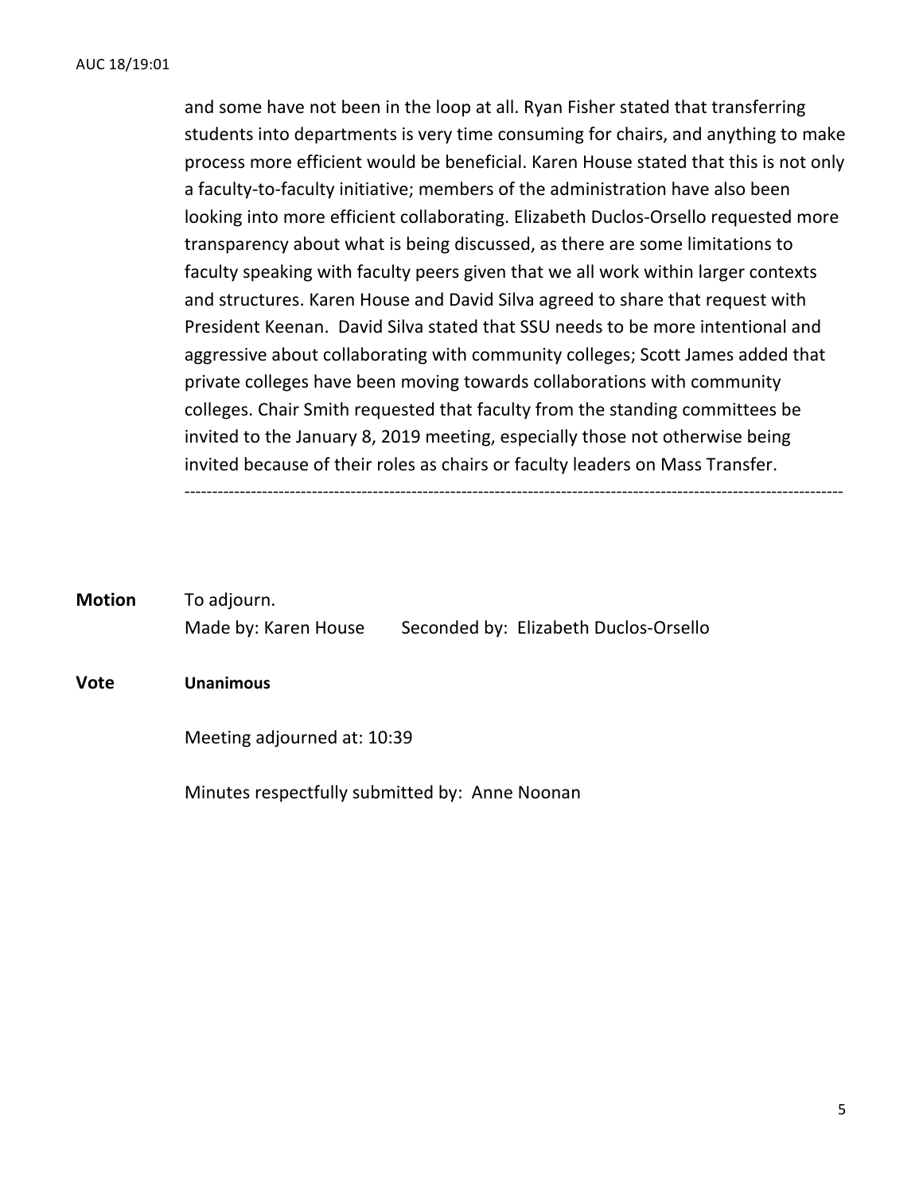and some have not been in the loop at all. Ryan Fisher stated that transferring students into departments is very time consuming for chairs, and anything to make process more efficient would be beneficial. Karen House stated that this is not only a faculty-to-faculty initiative; members of the administration have also been looking into more efficient collaborating. Elizabeth Duclos-Orsello requested more transparency about what is being discussed, as there are some limitations to faculty speaking with faculty peers given that we all work within larger contexts and structures. Karen House and David Silva agreed to share that request with President Keenan. David Silva stated that SSU needs to be more intentional and aggressive about collaborating with community colleges; Scott James added that private colleges have been moving towards collaborations with community colleges. Chair Smith requested that faculty from the standing committees be invited to the January 8, 2019 meeting, especially those not otherwise being invited because of their roles as chairs or faculty leaders on Mass Transfer.

---

**Motion** To adjourn.

Made by: Karen House Seconded by: Elizabeth Duclos-Orsello

**Vote** **Unanimous**

Meeting adjourned at: 10:39

Minutes respectfully submitted by: Anne Noonan